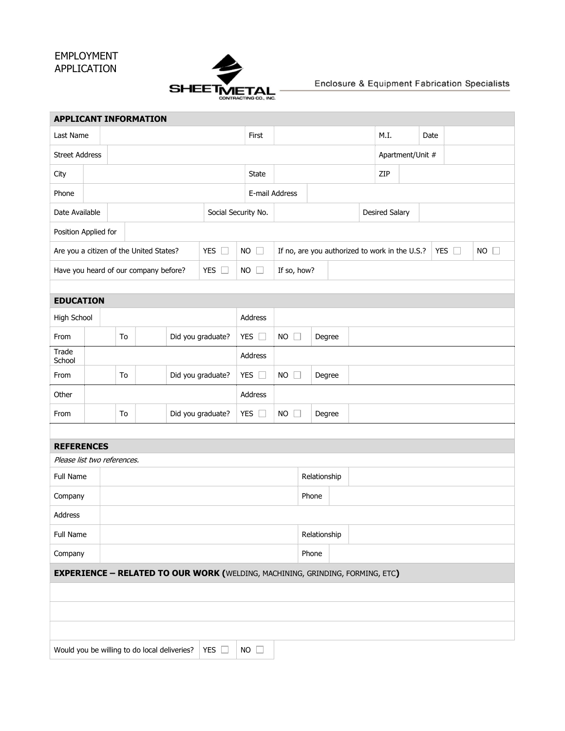# EMPLOYMENT APPLICATION

SHEET METAL CONTRACTING CO., INC.

Enclosure & Equipment Fabrication Specialists

## APPLICANT INFORMATION

| Last Name | | First | | M.I. | | Date | |
|---|---|---|---|---|---|---|---|
| Street Address | | | | Apartment/Unit # | | | |
| City | | State | | ZIP | | | |
| Phone | | E-mail Address | | | | | |
| Date Available | | Social Security No. | | Desired Salary | | | |
| Position Applied for | | | | | | | |

| Are you a citizen of the United States? | YES ☐ | NO ☐ | If no, are you authorized to work in the U.S.? | YES ☐ | NO ☐ |
|---|---|---|---|---|---|
| Have you heard of our company before? | YES ☐ | NO ☐ | If so, how? | | |

## EDUCATION

| High School | | | | Address | | | |
|---|---|---|---|---|---|---|---|
| From | | To | | Did you graduate? | YES ☐ | NO ☐ | Degree |
| Trade School | | | | Address | | | |
| From | | To | | Did you graduate? | YES ☐ | NO ☐ | Degree |
| Other | | | | Address | | | |
| From | | To | | Did you graduate? | YES ☐ | NO ☐ | Degree |

## REFERENCES

*Please list two references.*

| Full Name | | Relationship | |
|---|---|---|---|
| Company | | Phone | |
| Address | | | |
| Full Name | | Relationship | |
| Company | | Phone | |

## EXPERIENCE – RELATED TO OUR WORK (WELDING, MACHINING, GRINDING, FORMING, ETC)

| |
|---|
| |
| |
| |

| Would you be willing to do local deliveries? | YES ☐ | NO ☐ |
|---|---|---|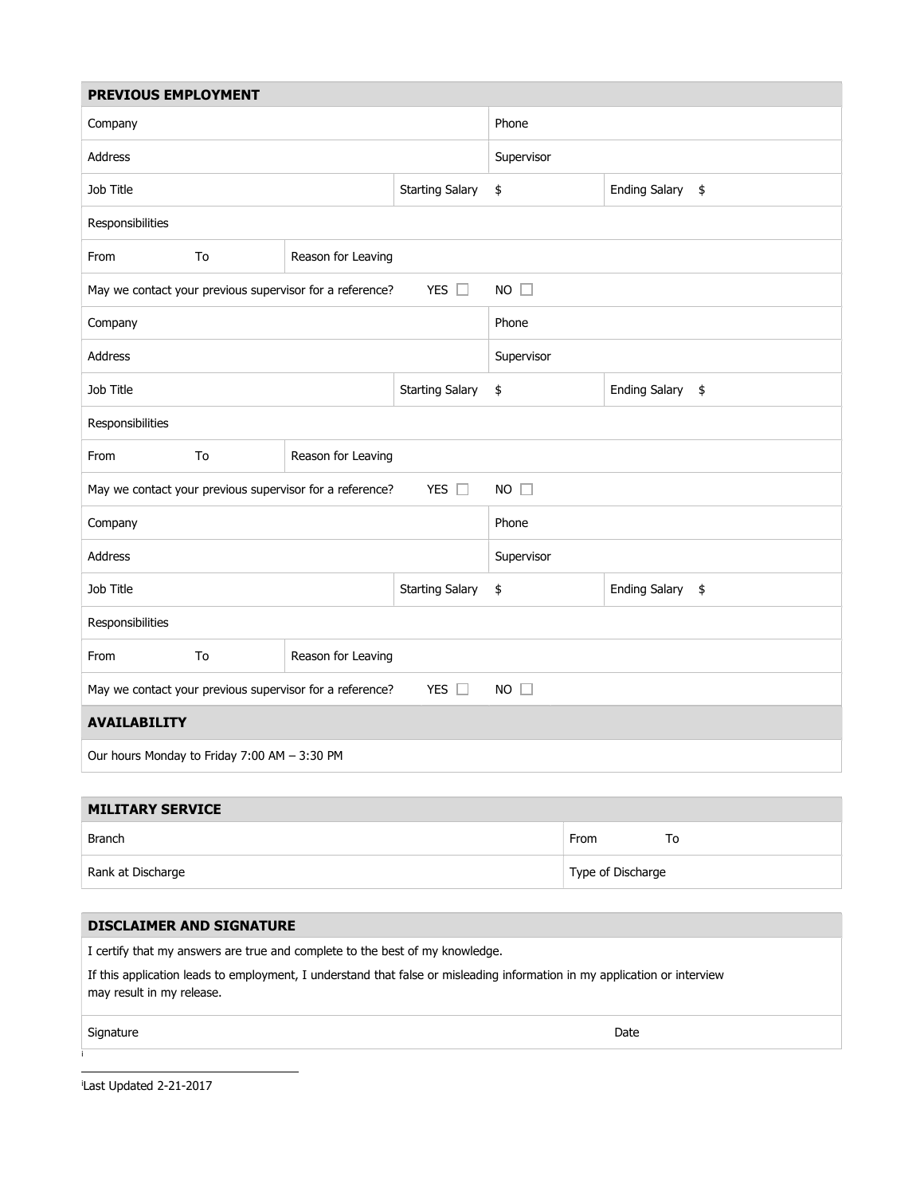## PREVIOUS EMPLOYMENT

| | | | | | |
|---|---|---|---|---|---|
| Company | | | Phone | | |
| Address | | | Supervisor | | |
| Job Title | | Starting Salary | $ | Ending Salary | $ |
| Responsibilities | | | | | |
| From | To | Reason for Leaving | | | |
| May we contact your previous supervisor for a reference? | | YES ☐ | NO ☐ | | |
| Company | | | Phone | | |
| Address | | | Supervisor | | |
| Job Title | | Starting Salary | $ | Ending Salary | $ |
| Responsibilities | | | | | |
| From | To | Reason for Leaving | | | |
| May we contact your previous supervisor for a reference? | | YES ☐ | NO ☐ | | |
| Company | | | Phone | | |
| Address | | | Supervisor | | |
| Job Title | | Starting Salary | $ | Ending Salary | $ |
| Responsibilities | | | | | |
| From | To | Reason for Leaving | | | |
| May we contact your previous supervisor for a reference? | | YES ☐ | NO ☐ | | |

## AVAILABILITY

Our hours Monday to Friday 7:00 AM – 3:30 PM

## MILITARY SERVICE

| | | |
|---|---|---|
| Branch | From | To |
| Rank at Discharge | Type of Discharge | |

## DISCLAIMER AND SIGNATURE

I certify that my answers are true and complete to the best of my knowledge.

If this application leads to employment, I understand that false or misleading information in my application or interview may result in my release.

| | |
|---|---|
| Signature | Date |

[i] Last Updated 2-21-2017